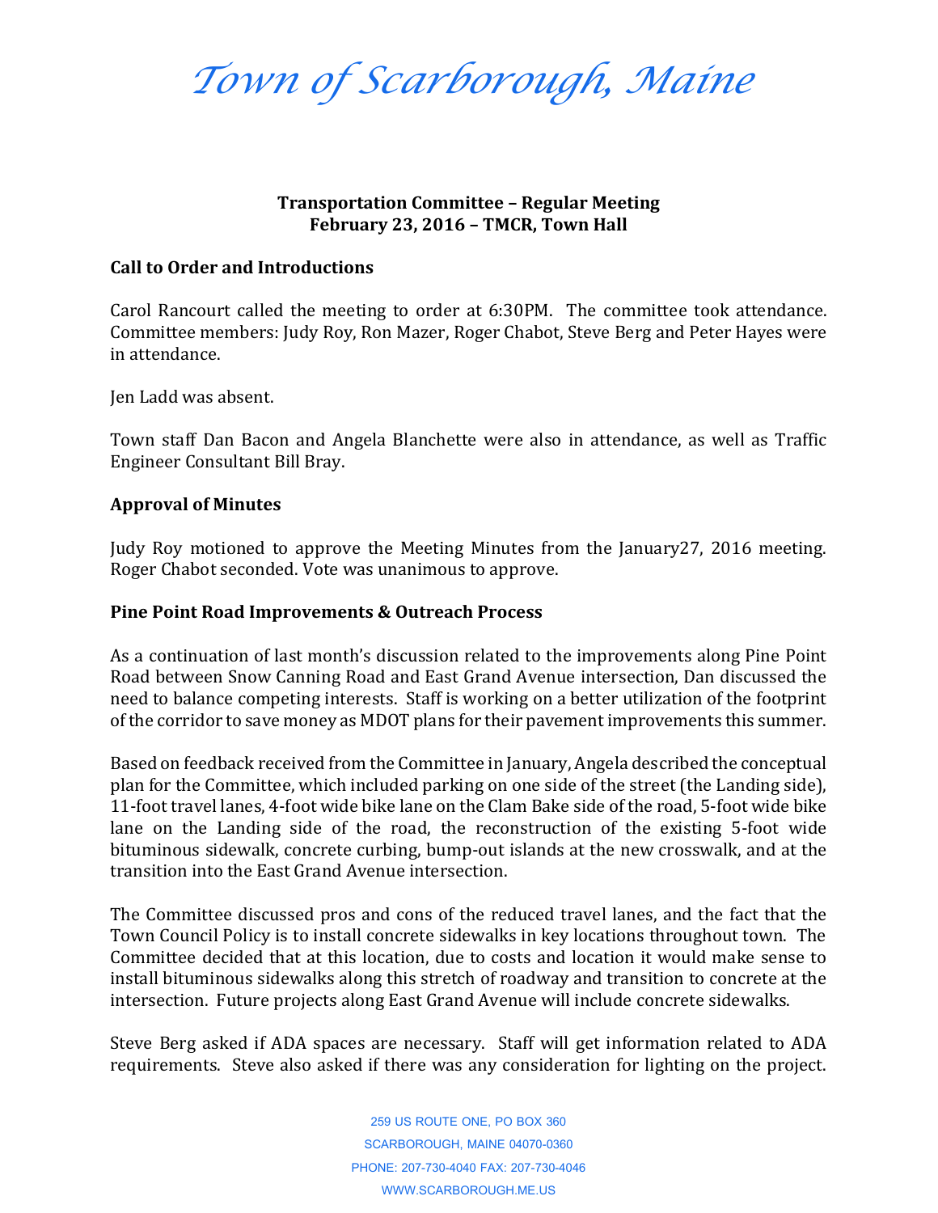# Town of Scarborough, Maine

**Transportation Committee – Regular Meeting**
**February 23, 2016 – TMCR, Town Hall**

## Call to Order and Introductions

Carol Rancourt called the meeting to order at 6:30PM. The committee took attendance. Committee members: Judy Roy, Ron Mazer, Roger Chabot, Steve Berg and Peter Hayes were in attendance.

Jen Ladd was absent.

Town staff Dan Bacon and Angela Blanchette were also in attendance, as well as Traffic Engineer Consultant Bill Bray.

## Approval of Minutes

Judy Roy motioned to approve the Meeting Minutes from the January27, 2016 meeting. Roger Chabot seconded. Vote was unanimous to approve.

## Pine Point Road Improvements & Outreach Process

As a continuation of last month's discussion related to the improvements along Pine Point Road between Snow Canning Road and East Grand Avenue intersection, Dan discussed the need to balance competing interests. Staff is working on a better utilization of the footprint of the corridor to save money as MDOT plans for their pavement improvements this summer.

Based on feedback received from the Committee in January, Angela described the conceptual plan for the Committee, which included parking on one side of the street (the Landing side), 11-foot travel lanes, 4-foot wide bike lane on the Clam Bake side of the road, 5-foot wide bike lane on the Landing side of the road, the reconstruction of the existing 5-foot wide bituminous sidewalk, concrete curbing, bump-out islands at the new crosswalk, and at the transition into the East Grand Avenue intersection.

The Committee discussed pros and cons of the reduced travel lanes, and the fact that the Town Council Policy is to install concrete sidewalks in key locations throughout town. The Committee decided that at this location, due to costs and location it would make sense to install bituminous sidewalks along this stretch of roadway and transition to concrete at the intersection. Future projects along East Grand Avenue will include concrete sidewalks.

Steve Berg asked if ADA spaces are necessary. Staff will get information related to ADA requirements. Steve also asked if there was any consideration for lighting on the project.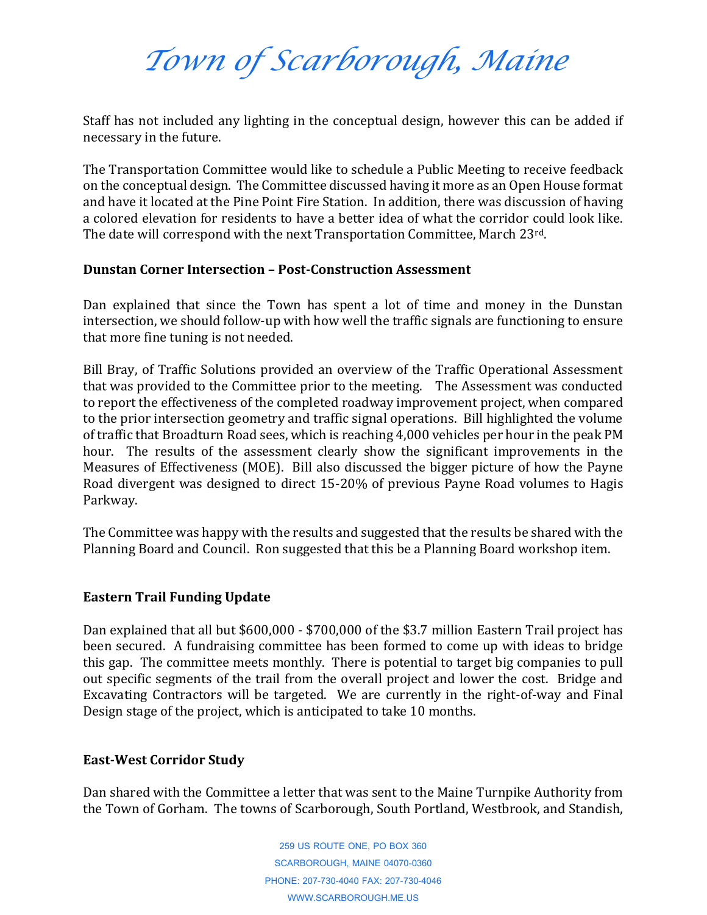Staff has not included any lighting in the conceptual design, however this can be added if necessary in the future.

The Transportation Committee would like to schedule a Public Meeting to receive feedback on the conceptual design. The Committee discussed having it more as an Open House format and have it located at the Pine Point Fire Station. In addition, there was discussion of having a colored elevation for residents to have a better idea of what the corridor could look like. The date will correspond with the next Transportation Committee, March 23rd.

**Dunstan Corner Intersection – Post-Construction Assessment**

Dan explained that since the Town has spent a lot of time and money in the Dunstan intersection, we should follow-up with how well the traffic signals are functioning to ensure that more fine tuning is not needed.

Bill Bray, of Traffic Solutions provided an overview of the Traffic Operational Assessment that was provided to the Committee prior to the meeting. The Assessment was conducted to report the effectiveness of the completed roadway improvement project, when compared to the prior intersection geometry and traffic signal operations. Bill highlighted the volume of traffic that Broadturn Road sees, which is reaching 4,000 vehicles per hour in the peak PM hour. The results of the assessment clearly show the significant improvements in the Measures of Effectiveness (MOE). Bill also discussed the bigger picture of how the Payne Road divergent was designed to direct 15-20% of previous Payne Road volumes to Hagis Parkway.

The Committee was happy with the results and suggested that the results be shared with the Planning Board and Council. Ron suggested that this be a Planning Board workshop item.

**Eastern Trail Funding Update**

Dan explained that all but $600,000 - $700,000 of the $3.7 million Eastern Trail project has been secured. A fundraising committee has been formed to come up with ideas to bridge this gap. The committee meets monthly. There is potential to target big companies to pull out specific segments of the trail from the overall project and lower the cost. Bridge and Excavating Contractors will be targeted. We are currently in the right-of-way and Final Design stage of the project, which is anticipated to take 10 months.

**East-West Corridor Study**

Dan shared with the Committee a letter that was sent to the Maine Turnpike Authority from the Town of Gorham. The towns of Scarborough, South Portland, Westbrook, and Standish,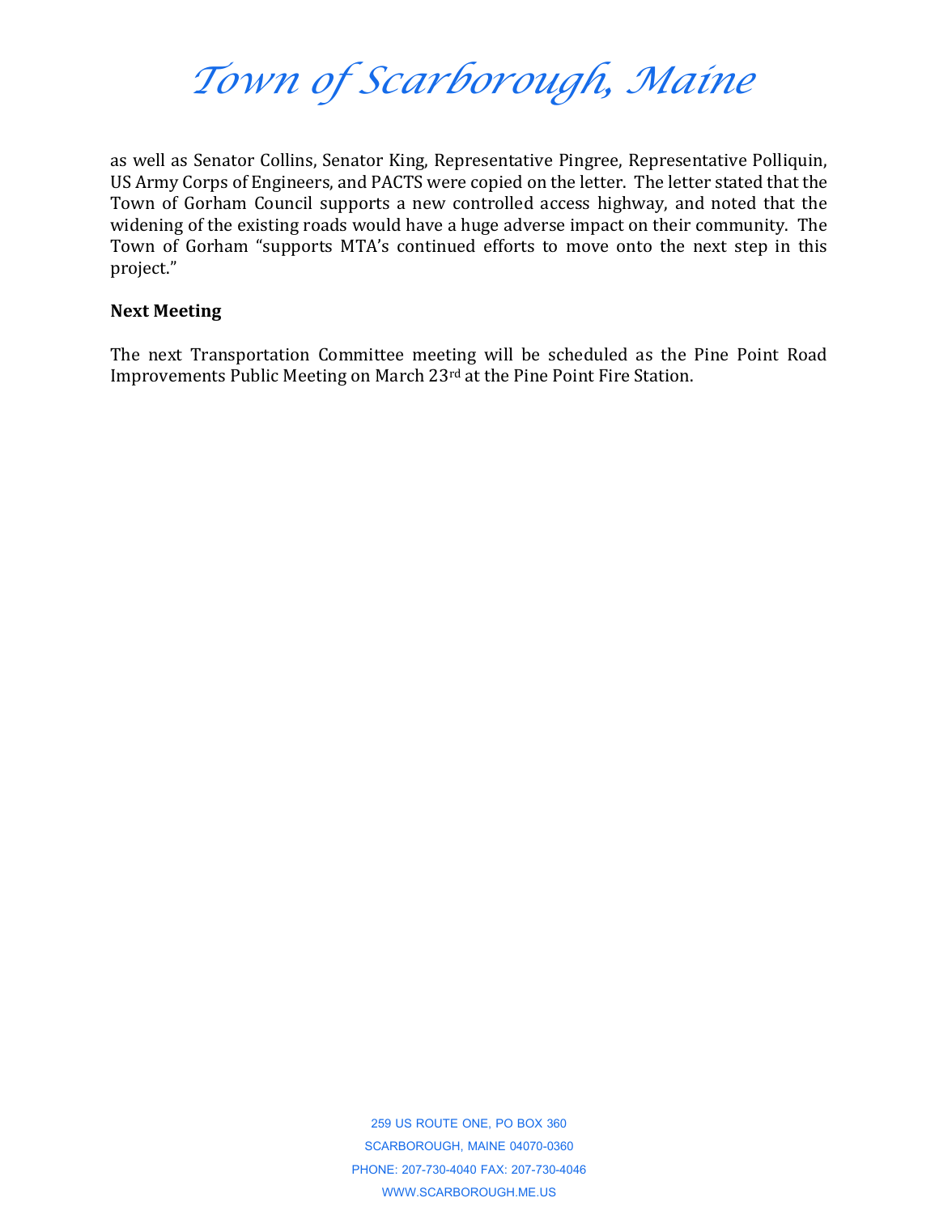as well as Senator Collins, Senator King, Representative Pingree, Representative Polliquin, US Army Corps of Engineers, and PACTS were copied on the letter. The letter stated that the Town of Gorham Council supports a new controlled access highway, and noted that the widening of the existing roads would have a huge adverse impact on their community. The Town of Gorham "supports MTA's continued efforts to move onto the next step in this project."

**Next Meeting**

The next Transportation Committee meeting will be scheduled as the Pine Point Road Improvements Public Meeting on March 23rd at the Pine Point Fire Station.